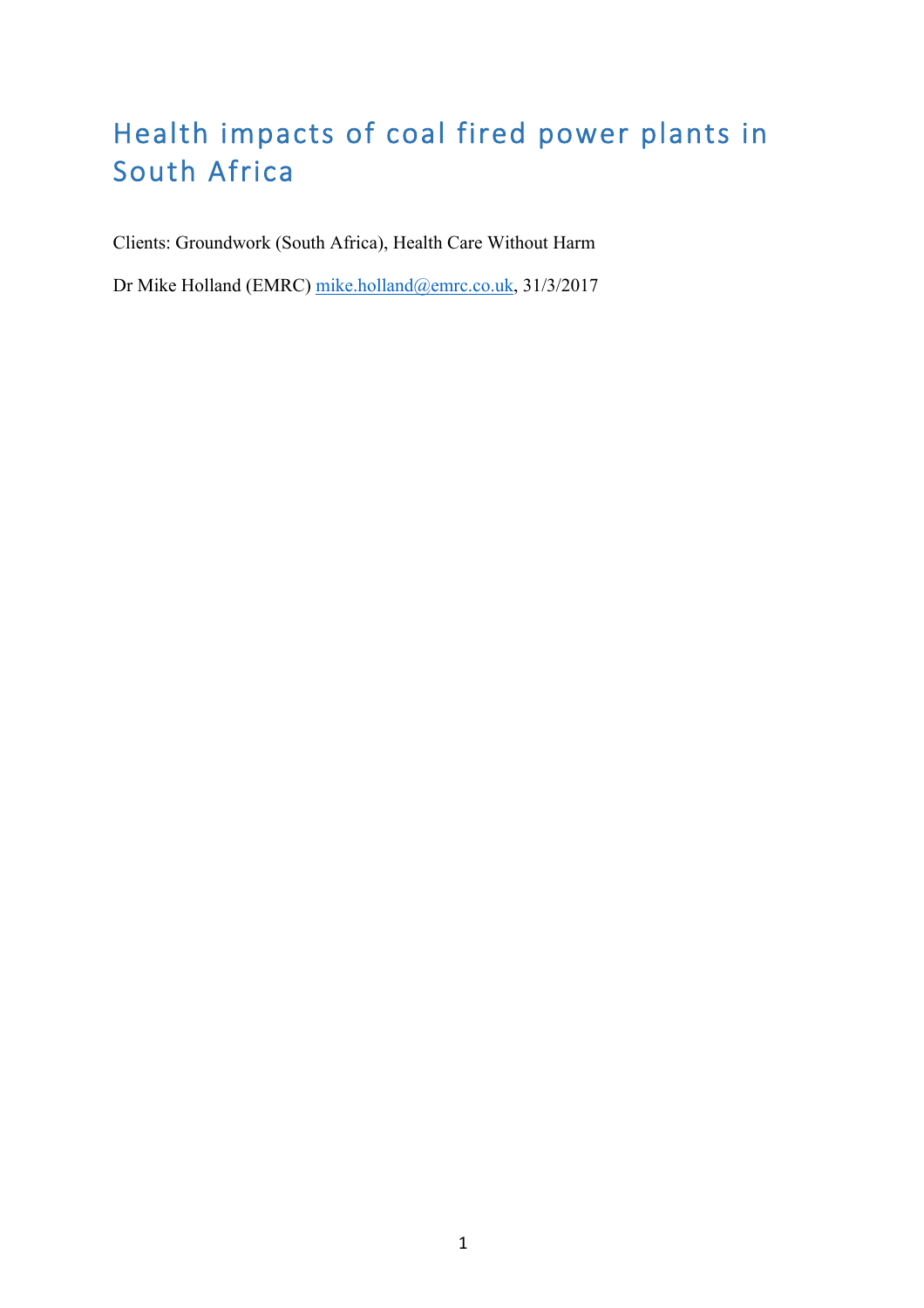# Health impacts of coal fired power plants in South Africa

Clients: Groundwork (South Africa), Health Care Without Harm

Dr Mike Holland (EMRC) mike.holland@emrc.co.uk, 31/3/2017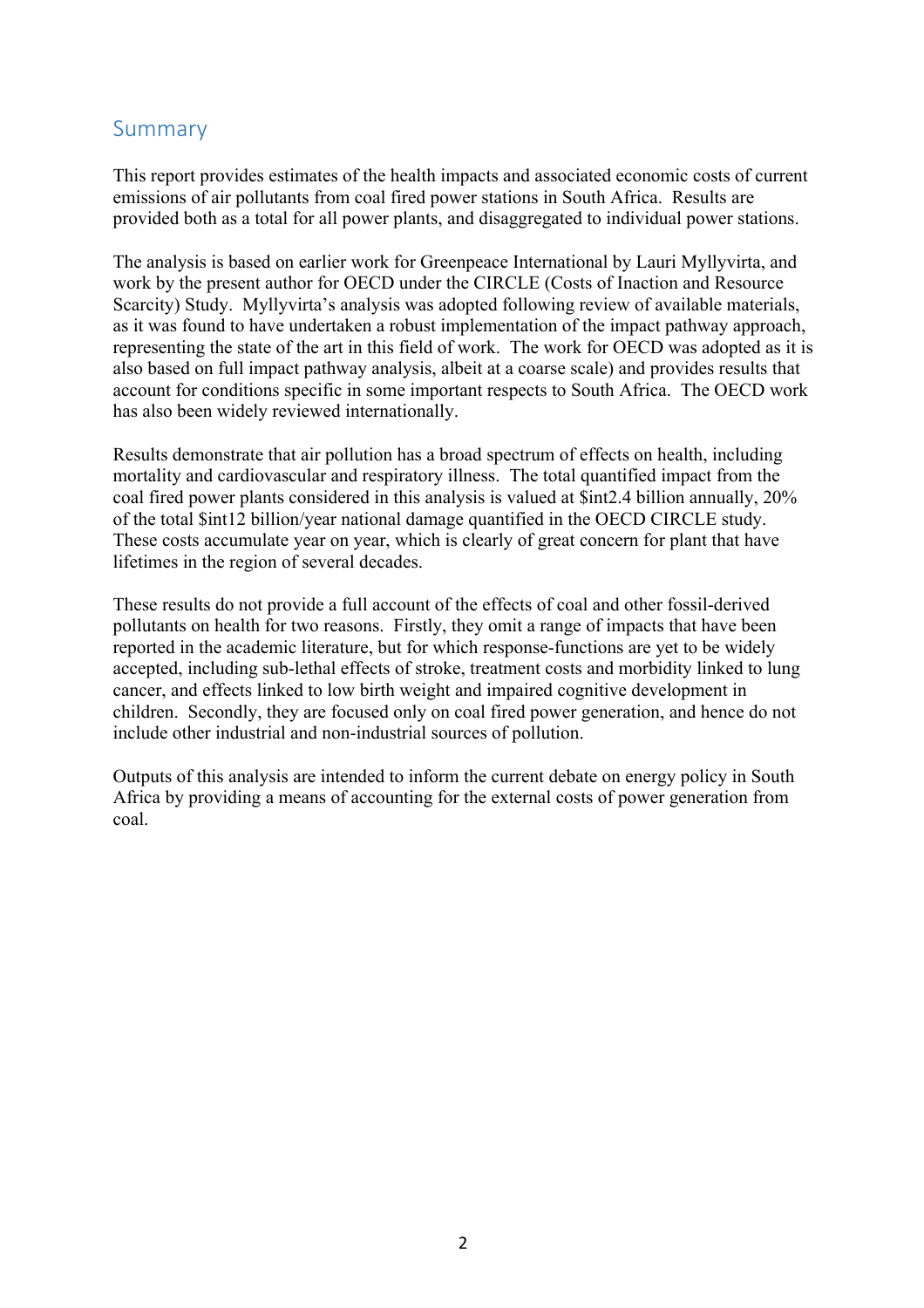## Summary

This report provides estimates of the health impacts and associated economic costs of current emissions of air pollutants from coal fired power stations in South Africa. Results are provided both as a total for all power plants, and disaggregated to individual power stations.

The analysis is based on earlier work for Greenpeace International by Lauri Myllyvirta, and work by the present author for OECD under the CIRCLE (Costs of Inaction and Resource Scarcity) Study. Myllyvirta's analysis was adopted following review of available materials, as it was found to have undertaken a robust implementation of the impact pathway approach, representing the state of the art in this field of work. The work for OECD was adopted as it is also based on full impact pathway analysis, albeit at a coarse scale) and provides results that account for conditions specific in some important respects to South Africa. The OECD work has also been widely reviewed internationally.

Results demonstrate that air pollution has a broad spectrum of effects on health, including mortality and cardiovascular and respiratory illness. The total quantified impact from the coal fired power plants considered in this analysis is valued at $int2.4 billion annually, 20% of the total $int12 billion/year national damage quantified in the OECD CIRCLE study. These costs accumulate year on year, which is clearly of great concern for plant that have lifetimes in the region of several decades.

These results do not provide a full account of the effects of coal and other fossil-derived pollutants on health for two reasons. Firstly, they omit a range of impacts that have been reported in the academic literature, but for which response-functions are yet to be widely accepted, including sub-lethal effects of stroke, treatment costs and morbidity linked to lung cancer, and effects linked to low birth weight and impaired cognitive development in children. Secondly, they are focused only on coal fired power generation, and hence do not include other industrial and non-industrial sources of pollution.

Outputs of this analysis are intended to inform the current debate on energy policy in South Africa by providing a means of accounting for the external costs of power generation from coal.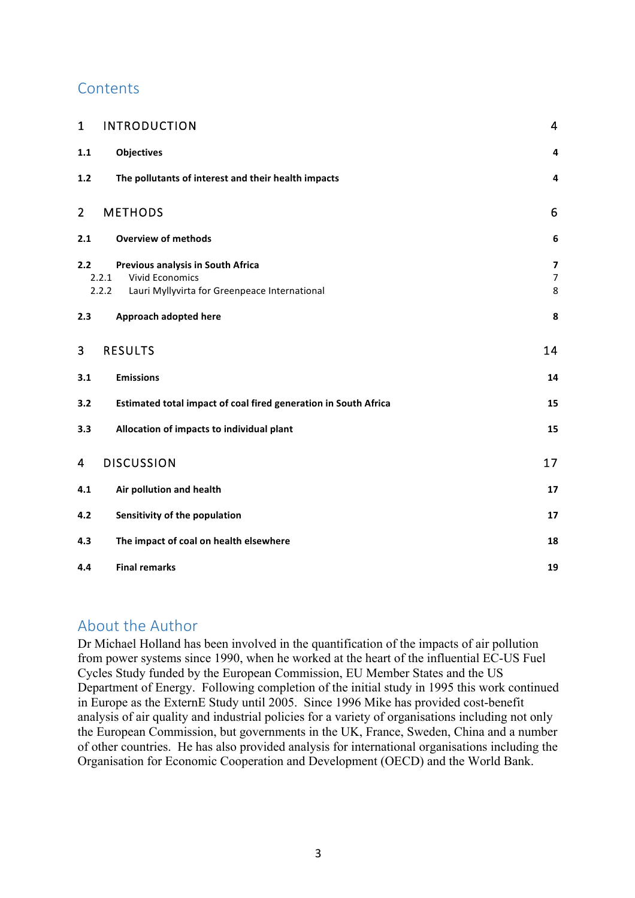## Contents

| | | |
|---|---|---|
| 1 | INTRODUCTION | 4 |
| **1.1** | **Objectives** | **4** |
| **1.2** | **The pollutants of interest and their health impacts** | **4** |
| 2 | METHODS | 6 |
| **2.1** | **Overview of methods** | **6** |
| **2.2** | **Previous analysis in South Africa** | **7** |
| 2.2.1 | Vivid Economics | 7 |
| 2.2.2 | Lauri Myllyvirta for Greenpeace International | 8 |
| **2.3** | **Approach adopted here** | **8** |
| 3 | RESULTS | 14 |
| **3.1** | **Emissions** | **14** |
| **3.2** | **Estimated total impact of coal fired generation in South Africa** | **15** |
| **3.3** | **Allocation of impacts to individual plant** | **15** |
| 4 | DISCUSSION | 17 |
| **4.1** | **Air pollution and health** | **17** |
| **4.2** | **Sensitivity of the population** | **17** |
| **4.3** | **The impact of coal on health elsewhere** | **18** |
| **4.4** | **Final remarks** | **19** |

## About the Author

Dr Michael Holland has been involved in the quantification of the impacts of air pollution from power systems since 1990, when he worked at the heart of the influential EC-US Fuel Cycles Study funded by the European Commission, EU Member States and the US Department of Energy. Following completion of the initial study in 1995 this work continued in Europe as the ExternE Study until 2005. Since 1996 Mike has provided cost-benefit analysis of air quality and industrial policies for a variety of organisations including not only the European Commission, but governments in the UK, France, Sweden, China and a number of other countries. He has also provided analysis for international organisations including the Organisation for Economic Cooperation and Development (OECD) and the World Bank.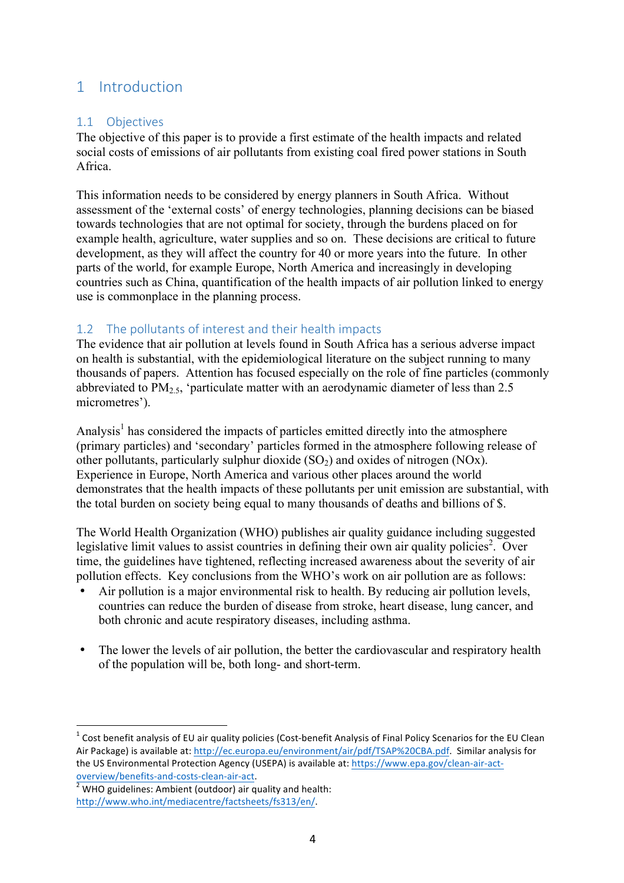# 1 Introduction

## 1.1 Objectives

The objective of this paper is to provide a first estimate of the health impacts and related social costs of emissions of air pollutants from existing coal fired power stations in South Africa.

This information needs to be considered by energy planners in South Africa. Without assessment of the 'external costs' of energy technologies, planning decisions can be biased towards technologies that are not optimal for society, through the burdens placed on for example health, agriculture, water supplies and so on. These decisions are critical to future development, as they will affect the country for 40 or more years into the future. In other parts of the world, for example Europe, North America and increasingly in developing countries such as China, quantification of the health impacts of air pollution linked to energy use is commonplace in the planning process.

## 1.2 The pollutants of interest and their health impacts

The evidence that air pollution at levels found in South Africa has a serious adverse impact on health is substantial, with the epidemiological literature on the subject running to many thousands of papers. Attention has focused especially on the role of fine particles (commonly abbreviated to $PM_{2.5}$, 'particulate matter with an aerodynamic diameter of less than 2.5 micrometres').

Analysis[1] has considered the impacts of particles emitted directly into the atmosphere (primary particles) and 'secondary' particles formed in the atmosphere following release of other pollutants, particularly sulphur dioxide ($SO_2$) and oxides of nitrogen (NOx). Experience in Europe, North America and various other places around the world demonstrates that the health impacts of these pollutants per unit emission are substantial, with the total burden on society being equal to many thousands of deaths and billions of $.

The World Health Organization (WHO) publishes air quality guidance including suggested legislative limit values to assist countries in defining their own air quality policies[2]. Over time, the guidelines have tightened, reflecting increased awareness about the severity of air pollution effects. Key conclusions from the WHO's work on air pollution are as follows:

- Air pollution is a major environmental risk to health. By reducing air pollution levels, countries can reduce the burden of disease from stroke, heart disease, lung cancer, and both chronic and acute respiratory diseases, including asthma.
- The lower the levels of air pollution, the better the cardiovascular and respiratory health of the population will be, both long- and short-term.

---

[1] Cost benefit analysis of EU air quality policies (Cost-benefit Analysis of Final Policy Scenarios for the EU Clean Air Package) is available at: http://ec.europa.eu/environment/air/pdf/TSAP%20CBA.pdf. Similar analysis for the US Environmental Protection Agency (USEPA) is available at: https://www.epa.gov/clean-air-act-overview/benefits-and-costs-clean-air-act.

[2] WHO guidelines: Ambient (outdoor) air quality and health: http://www.who.int/mediacentre/factsheets/fs313/en/.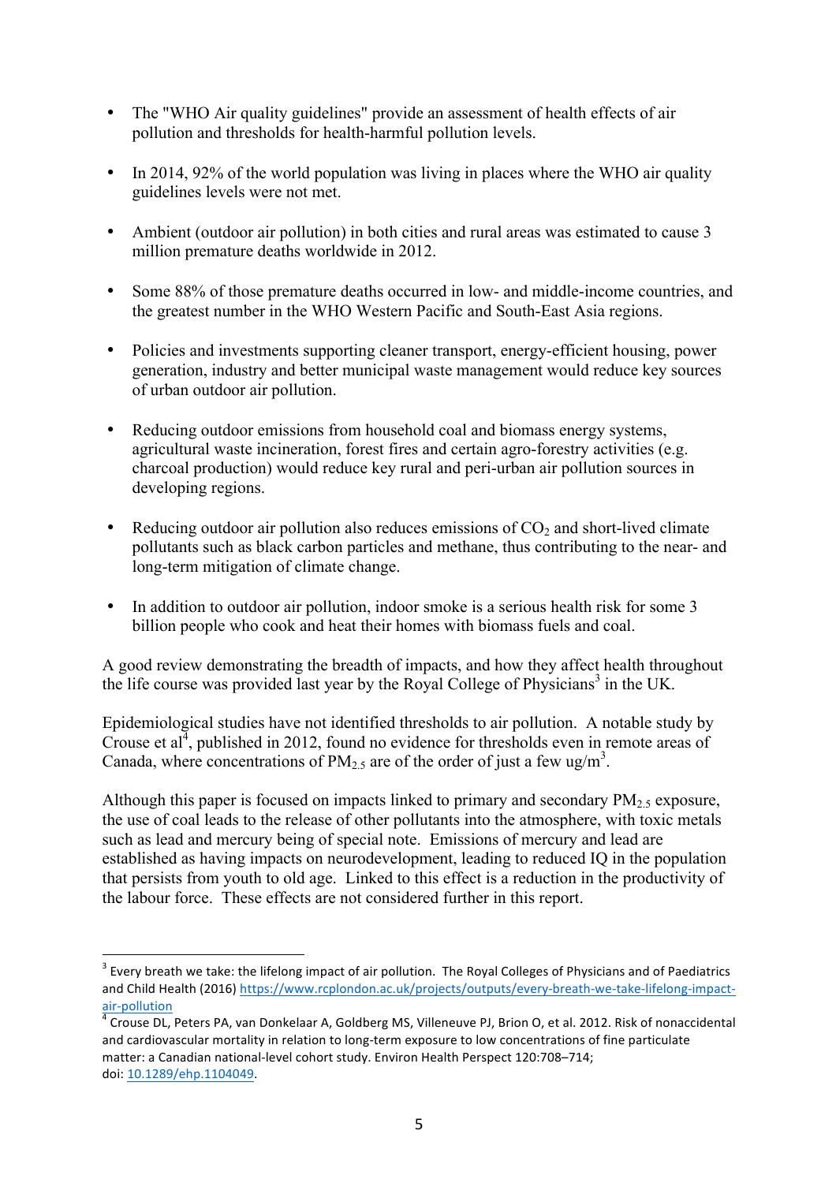- The "WHO Air quality guidelines" provide an assessment of health effects of air pollution and thresholds for health-harmful pollution levels.
- In 2014, 92% of the world population was living in places where the WHO air quality guidelines levels were not met.
- Ambient (outdoor air pollution) in both cities and rural areas was estimated to cause 3 million premature deaths worldwide in 2012.
- Some 88% of those premature deaths occurred in low- and middle-income countries, and the greatest number in the WHO Western Pacific and South-East Asia regions.
- Policies and investments supporting cleaner transport, energy-efficient housing, power generation, industry and better municipal waste management would reduce key sources of urban outdoor air pollution.
- Reducing outdoor emissions from household coal and biomass energy systems, agricultural waste incineration, forest fires and certain agro-forestry activities (e.g. charcoal production) would reduce key rural and peri-urban air pollution sources in developing regions.
- Reducing outdoor air pollution also reduces emissions of $CO_2$ and short-lived climate pollutants such as black carbon particles and methane, thus contributing to the near- and long-term mitigation of climate change.
- In addition to outdoor air pollution, indoor smoke is a serious health risk for some 3 billion people who cook and heat their homes with biomass fuels and coal.

A good review demonstrating the breadth of impacts, and how they affect health throughout the life course was provided last year by the Royal College of Physicians[3] in the UK.

Epidemiological studies have not identified thresholds to air pollution. A notable study by Crouse et al[4], published in 2012, found no evidence for thresholds even in remote areas of Canada, where concentrations of $PM_{2.5}$ are of the order of just a few ug/m$^3$.

Although this paper is focused on impacts linked to primary and secondary $PM_{2.5}$ exposure, the use of coal leads to the release of other pollutants into the atmosphere, with toxic metals such as lead and mercury being of special note. Emissions of mercury and lead are established as having impacts on neurodevelopment, leading to reduced IQ in the population that persists from youth to old age. Linked to this effect is a reduction in the productivity of the labour force. These effects are not considered further in this report.

---

[3] Every breath we take: the lifelong impact of air pollution. The Royal Colleges of Physicians and of Paediatrics and Child Health (2016) https://www.rcplondon.ac.uk/projects/outputs/every-breath-we-take-lifelong-impact-air-pollution

[4] Crouse DL, Peters PA, van Donkelaar A, Goldberg MS, Villeneuve PJ, Brion O, et al. 2012. Risk of nonaccidental and cardiovascular mortality in relation to long-term exposure to low concentrations of fine particulate matter: a Canadian national-level cohort study. Environ Health Perspect 120:708–714; doi: 10.1289/ehp.1104049.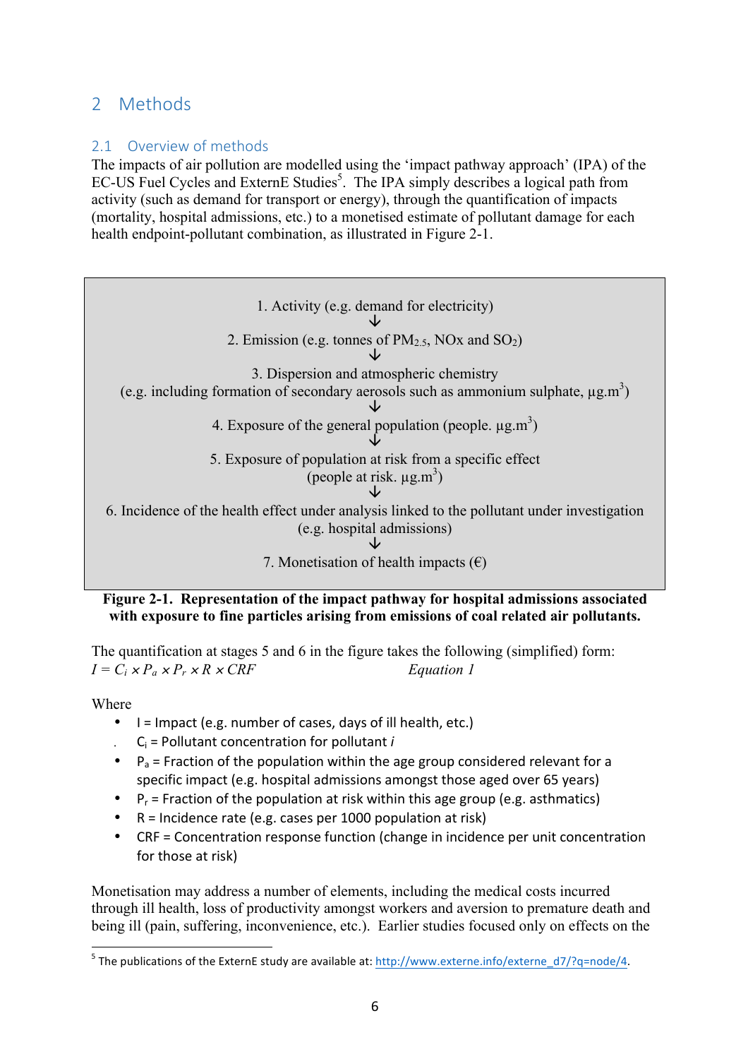## 2 Methods

### 2.1 Overview of methods

The impacts of air pollution are modelled using the 'impact pathway approach' (IPA) of the EC-US Fuel Cycles and ExternE Studies[5]. The IPA simply describes a logical path from activity (such as demand for transport or energy), through the quantification of impacts (mortality, hospital admissions, etc.) to a monetised estimate of pollutant damage for each health endpoint-pollutant combination, as illustrated in Figure 2-1.

1. Activity (e.g. demand for electricity)

↓

2. Emission (e.g. tonnes of $PM_{2.5}$, NOx and $SO_2$)

↓

3. Dispersion and atmospheric chemistry
(e.g. including formation of secondary aerosols such as ammonium sulphate, $\mu g.m^3$)

↓

4. Exposure of the general population (people. $\mu g.m^3$)

↓

5. Exposure of population at risk from a specific effect
(people at risk. $\mu g.m^3$)

↓

6. Incidence of the health effect under analysis linked to the pollutant under investigation
(e.g. hospital admissions)

↓

7. Monetisation of health impacts (€)

**Figure 2-1. Representation of the impact pathway for hospital admissions associated with exposure to fine particles arising from emissions of coal related air pollutants.**

The quantification at stages 5 and 6 in the figure takes the following (simplified) form:

$$I = C_i \times P_a \times P_r \times R \times CRF \qquad \textit{Equation 1}$$

Where

- I = Impact (e.g. number of cases, days of ill health, etc.)
- $C_i$ = Pollutant concentration for pollutant *i*
- $P_a$ = Fraction of the population within the age group considered relevant for a specific impact (e.g. hospital admissions amongst those aged over 65 years)
- $P_r$ = Fraction of the population at risk within this age group (e.g. asthmatics)
- R = Incidence rate (e.g. cases per 1000 population at risk)
- CRF = Concentration response function (change in incidence per unit concentration for those at risk)

Monetisation may address a number of elements, including the medical costs incurred through ill health, loss of productivity amongst workers and aversion to premature death and being ill (pain, suffering, inconvenience, etc.). Earlier studies focused only on effects on the

---

[5] The publications of the ExternE study are available at: http://www.externe.info/externe_d7/?q=node/4.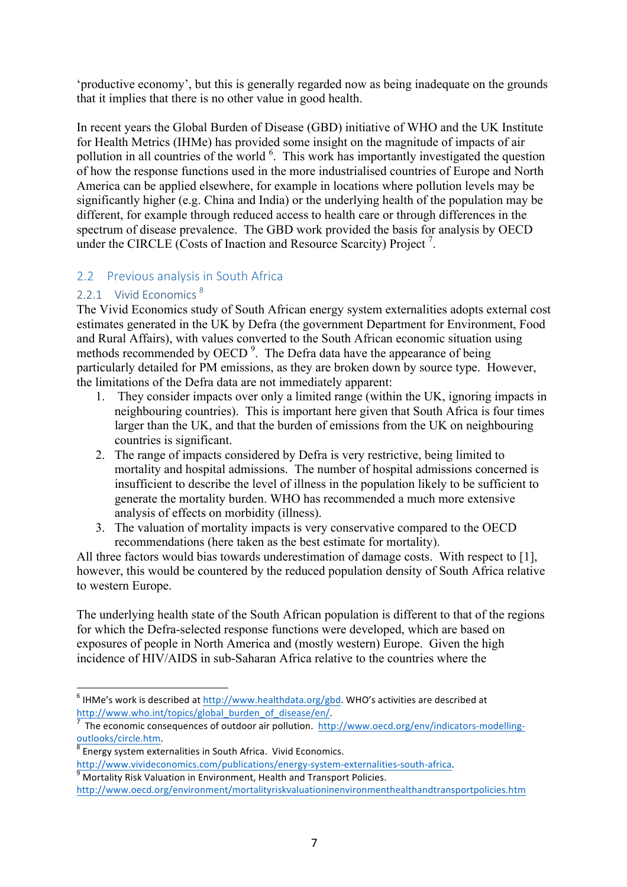'productive economy', but this is generally regarded now as being inadequate on the grounds that it implies that there is no other value in good health.

In recent years the Global Burden of Disease (GBD) initiative of WHO and the UK Institute for Health Metrics (IHMe) has provided some insight on the magnitude of impacts of air pollution in all countries of the world [6]. This work has importantly investigated the question of how the response functions used in the more industrialised countries of Europe and North America can be applied elsewhere, for example in locations where pollution levels may be significantly higher (e.g. China and India) or the underlying health of the population may be different, for example through reduced access to health care or through differences in the spectrum of disease prevalence. The GBD work provided the basis for analysis by OECD under the CIRCLE (Costs of Inaction and Resource Scarcity) Project [7].

## 2.2 Previous analysis in South Africa

### 2.2.1 Vivid Economics [8]

The Vivid Economics study of South African energy system externalities adopts external cost estimates generated in the UK by Defra (the government Department for Environment, Food and Rural Affairs), with values converted to the South African economic situation using methods recommended by OECD [9]. The Defra data have the appearance of being particularly detailed for PM emissions, as they are broken down by source type. However, the limitations of the Defra data are not immediately apparent:

1. They consider impacts over only a limited range (within the UK, ignoring impacts in neighbouring countries). This is important here given that South Africa is four times larger than the UK, and that the burden of emissions from the UK on neighbouring countries is significant.
2. The range of impacts considered by Defra is very restrictive, being limited to mortality and hospital admissions. The number of hospital admissions concerned is insufficient to describe the level of illness in the population likely to be sufficient to generate the mortality burden. WHO has recommended a much more extensive analysis of effects on morbidity (illness).
3. The valuation of mortality impacts is very conservative compared to the OECD recommendations (here taken as the best estimate for mortality).

All three factors would bias towards underestimation of damage costs. With respect to [1], however, this would be countered by the reduced population density of South Africa relative to western Europe.

The underlying health state of the South African population is different to that of the regions for which the Defra-selected response functions were developed, which are based on exposures of people in North America and (mostly western) Europe. Given the high incidence of HIV/AIDS in sub-Saharan Africa relative to the countries where the

---

[6] IHMe's work is described at http://www.healthdata.org/gbd. WHO's activities are described at http://www.who.int/topics/global_burden_of_disease/en/.

[7] The economic consequences of outdoor air pollution. http://www.oecd.org/env/indicators-modelling-outlooks/circle.htm.

[8] Energy system externalities in South Africa. Vivid Economics. http://www.vivideconomics.com/publications/energy-system-externalities-south-africa.

[9] Mortality Risk Valuation in Environment, Health and Transport Policies. http://www.oecd.org/environment/mortalityriskvaluationinenvironmenthealthandtransportpolicies.htm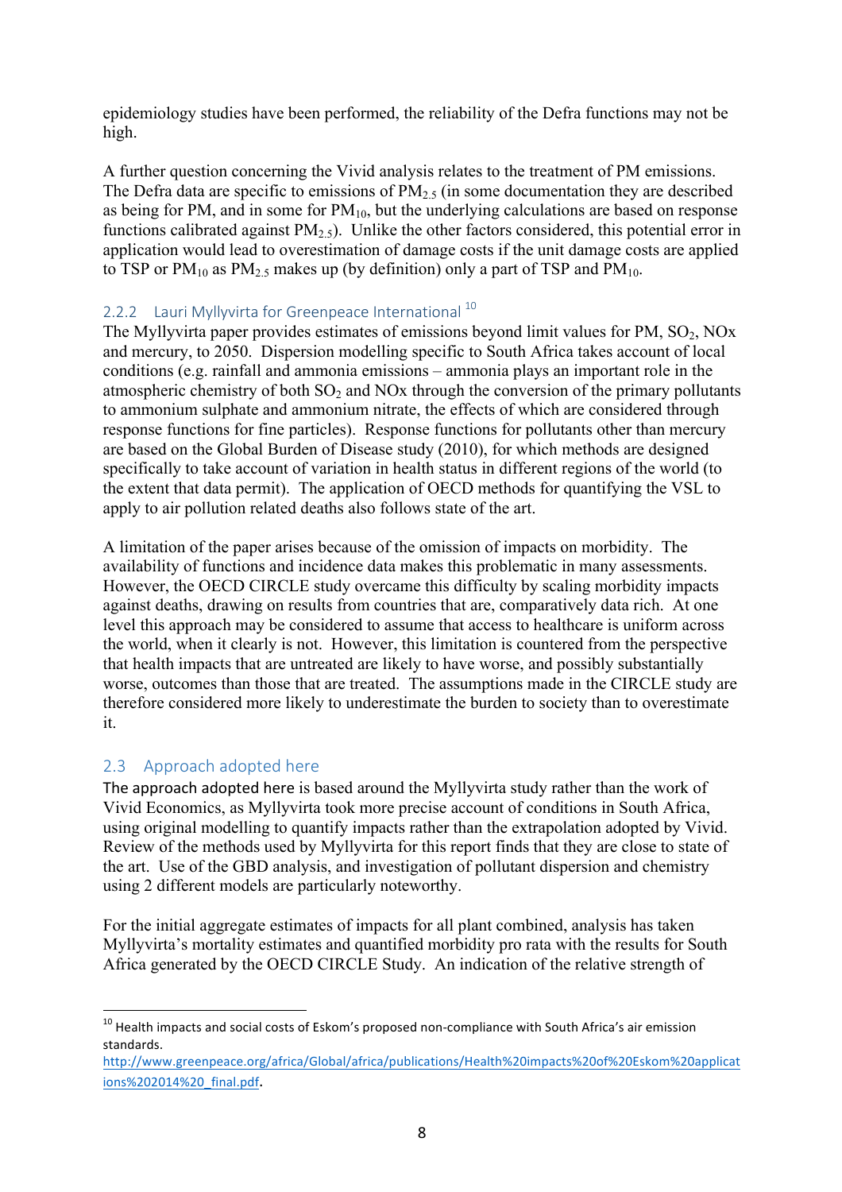epidemiology studies have been performed, the reliability of the Defra functions may not be high.

A further question concerning the Vivid analysis relates to the treatment of PM emissions. The Defra data are specific to emissions of $PM_{2.5}$ (in some documentation they are described as being for PM, and in some for $PM_{10}$, but the underlying calculations are based on response functions calibrated against $PM_{2.5}$). Unlike the other factors considered, this potential error in application would lead to overestimation of damage costs if the unit damage costs are applied to TSP or $PM_{10}$ as $PM_{2.5}$ makes up (by definition) only a part of TSP and $PM_{10}$.

### 2.2.2 Lauri Myllyvirta for Greenpeace International [10]

The Myllyvirta paper provides estimates of emissions beyond limit values for PM, $SO_2$, NOx and mercury, to 2050. Dispersion modelling specific to South Africa takes account of local conditions (e.g. rainfall and ammonia emissions – ammonia plays an important role in the atmospheric chemistry of both $SO_2$ and NOx through the conversion of the primary pollutants to ammonium sulphate and ammonium nitrate, the effects of which are considered through response functions for fine particles). Response functions for pollutants other than mercury are based on the Global Burden of Disease study (2010), for which methods are designed specifically to take account of variation in health status in different regions of the world (to the extent that data permit). The application of OECD methods for quantifying the VSL to apply to air pollution related deaths also follows state of the art.

A limitation of the paper arises because of the omission of impacts on morbidity. The availability of functions and incidence data makes this problematic in many assessments. However, the OECD CIRCLE study overcame this difficulty by scaling morbidity impacts against deaths, drawing on results from countries that are, comparatively data rich. At one level this approach may be considered to assume that access to healthcare is uniform across the world, when it clearly is not. However, this limitation is countered from the perspective that health impacts that are untreated are likely to have worse, and possibly substantially worse, outcomes than those that are treated. The assumptions made in the CIRCLE study are therefore considered more likely to underestimate the burden to society than to overestimate it.

## 2.3 Approach adopted here

The approach adopted here is based around the Myllyvirta study rather than the work of Vivid Economics, as Myllyvirta took more precise account of conditions in South Africa, using original modelling to quantify impacts rather than the extrapolation adopted by Vivid. Review of the methods used by Myllyvirta for this report finds that they are close to state of the art. Use of the GBD analysis, and investigation of pollutant dispersion and chemistry using 2 different models are particularly noteworthy.

For the initial aggregate estimates of impacts for all plant combined, analysis has taken Myllyvirta's mortality estimates and quantified morbidity pro rata with the results for South Africa generated by the OECD CIRCLE Study. An indication of the relative strength of

---

[10] Health impacts and social costs of Eskom's proposed non-compliance with South Africa's air emission standards. http://www.greenpeace.org/africa/Global/africa/publications/Health%20impacts%20of%20Eskom%20applications%202014%20_final.pdf.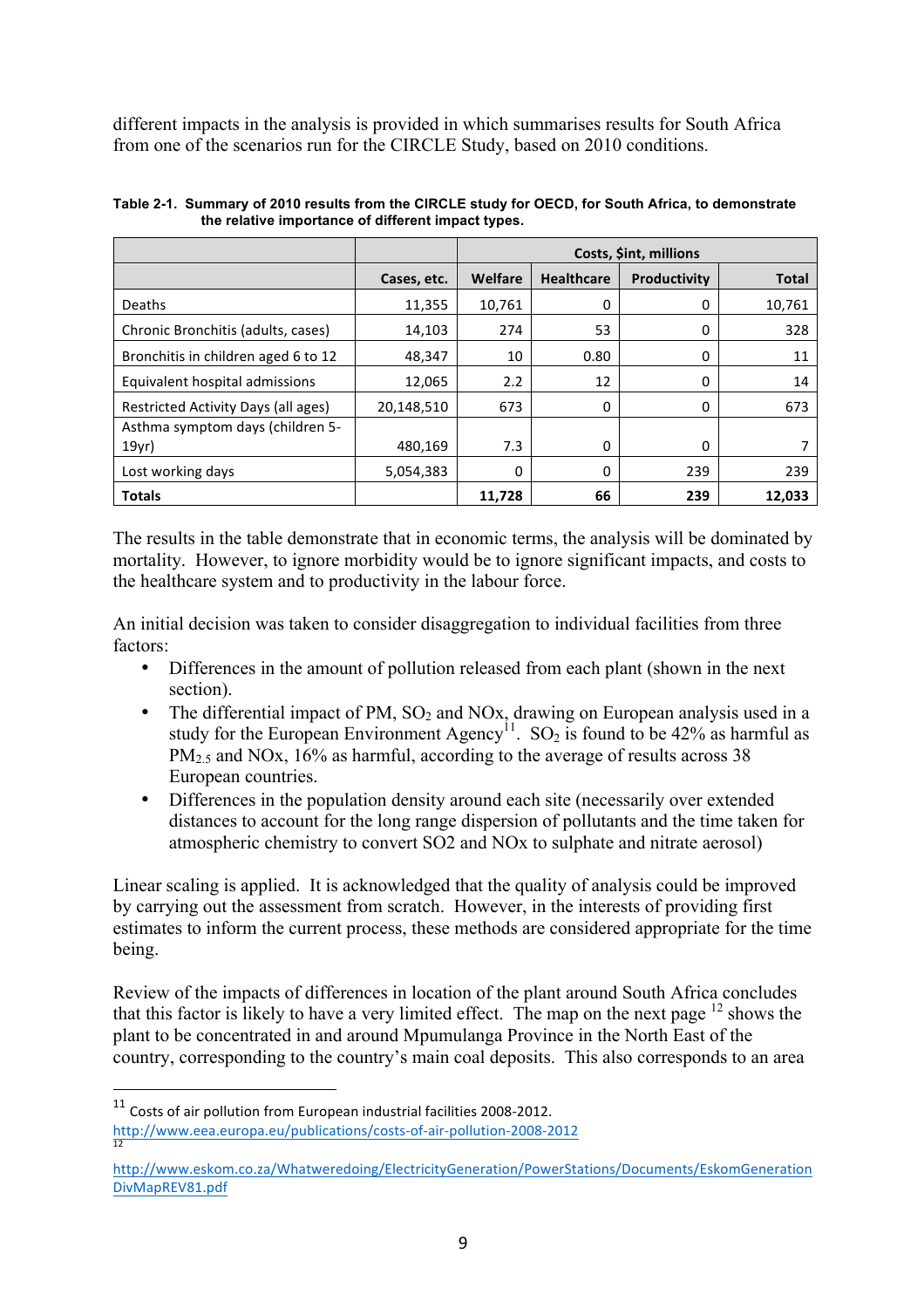different impacts in the analysis is provided in which summarises results for South Africa from one of the scenarios run for the CIRCLE Study, based on 2010 conditions.

**Table 2-1. Summary of 2010 results from the CIRCLE study for OECD, for South Africa, to demonstrate the relative importance of different impact types.**

| | | Costs, $int, millions | | | |
|---|---|---|---|---|---|
| | Cases, etc. | Welfare | Healthcare | Productivity | Total |
| Deaths | 11,355 | 10,761 | 0 | 0 | 10,761 |
| Chronic Bronchitis (adults, cases) | 14,103 | 274 | 53 | 0 | 328 |
| Bronchitis in children aged 6 to 12 | 48,347 | 10 | 0.80 | 0 | 11 |
| Equivalent hospital admissions | 12,065 | 2.2 | 12 | 0 | 14 |
| Restricted Activity Days (all ages) | 20,148,510 | 673 | 0 | 0 | 673 |
| Asthma symptom days (children 5-19yr) | 480,169 | 7.3 | 0 | 0 | 7 |
| Lost working days | 5,054,383 | 0 | 0 | 239 | 239 |
| **Totals** | | **11,728** | **66** | **239** | **12,033** |

The results in the table demonstrate that in economic terms, the analysis will be dominated by mortality. However, to ignore morbidity would be to ignore significant impacts, and costs to the healthcare system and to productivity in the labour force.

An initial decision was taken to consider disaggregation to individual facilities from three factors:

- Differences in the amount of pollution released from each plant (shown in the next section).
- The differential impact of PM, $SO_2$ and NOx, drawing on European analysis used in a study for the European Environment Agency[11]. $SO_2$ is found to be 42% as harmful as $PM_{2.5}$ and NOx, 16% as harmful, according to the average of results across 38 European countries.
- Differences in the population density around each site (necessarily over extended distances to account for the long range dispersion of pollutants and the time taken for atmospheric chemistry to convert SO2 and NOx to sulphate and nitrate aerosol)

Linear scaling is applied. It is acknowledged that the quality of analysis could be improved by carrying out the assessment from scratch. However, in the interests of providing first estimates to inform the current process, these methods are considered appropriate for the time being.

Review of the impacts of differences in location of the plant around South Africa concludes that this factor is likely to have a very limited effect. The map on the next page [12] shows the plant to be concentrated in and around Mpumulanga Province in the North East of the country, corresponding to the country's main coal deposits. This also corresponds to an area

[11] Costs of air pollution from European industrial facilities 2008-2012. http://www.eea.europa.eu/publications/costs-of-air-pollution-2008-2012

[12] http://www.eskom.co.za/Whatweredoing/ElectricityGeneration/PowerStations/Documents/EskomGenerationDivMapREV81.pdf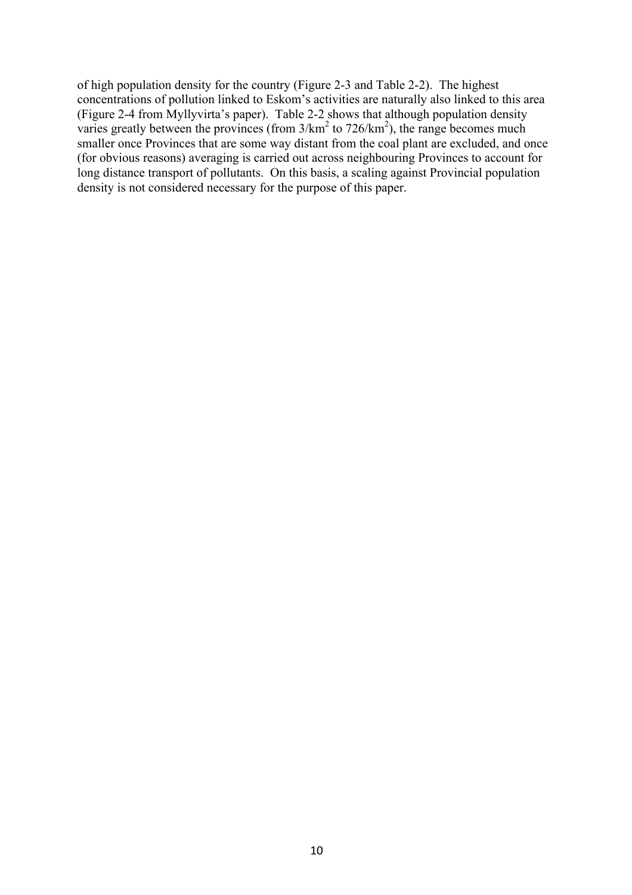of high population density for the country (Figure 2-3 and Table 2-2). The highest concentrations of pollution linked to Eskom's activities are naturally also linked to this area (Figure 2-4 from Myllyvirta's paper). Table 2-2 shows that although population density varies greatly between the provinces (from $3/km^2$ to $726/km^2$), the range becomes much smaller once Provinces that are some way distant from the coal plant are excluded, and once (for obvious reasons) averaging is carried out across neighbouring Provinces to account for long distance transport of pollutants. On this basis, a scaling against Provincial population density is not considered necessary for the purpose of this paper.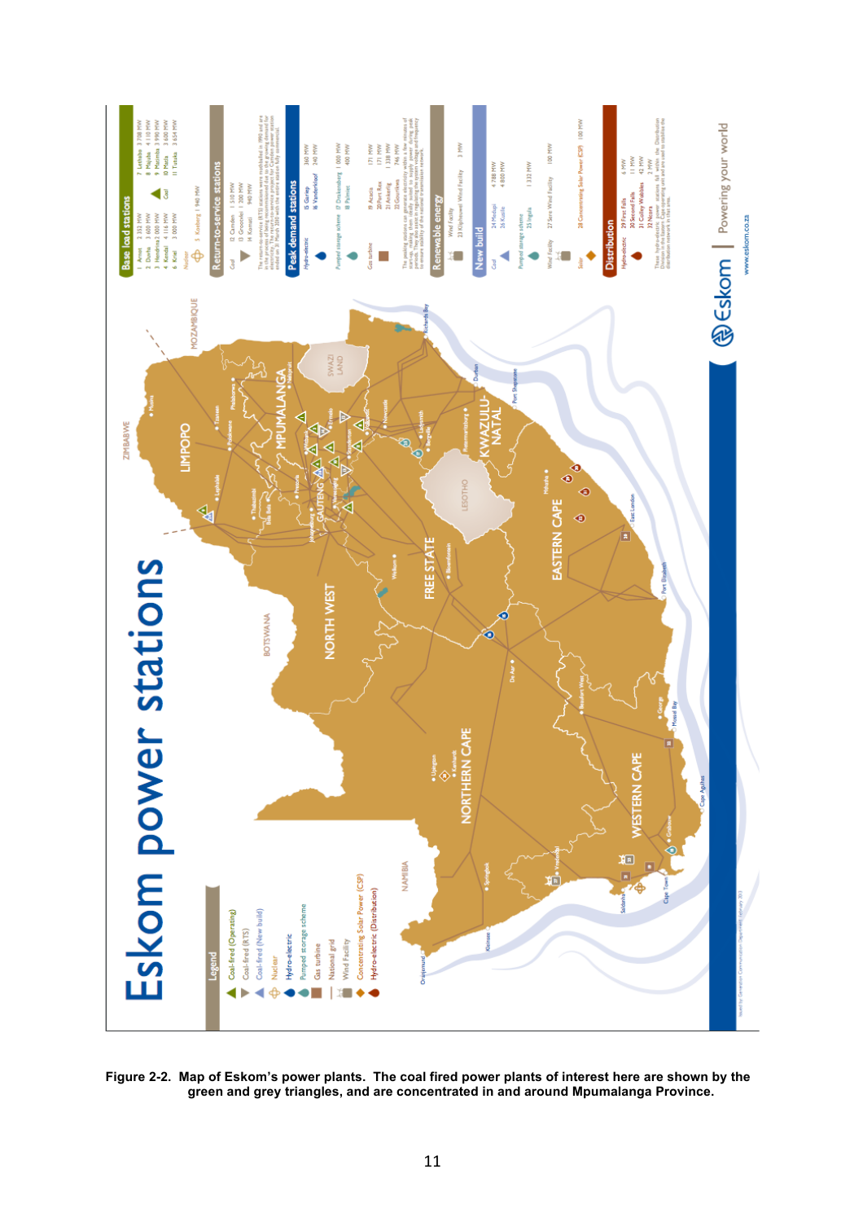**Figure 2-2. Map of Eskom's power plants. The coal fired power plants of interest here are shown by the green and grey triangles, and are concentrated in and around Mpumalanga Province.**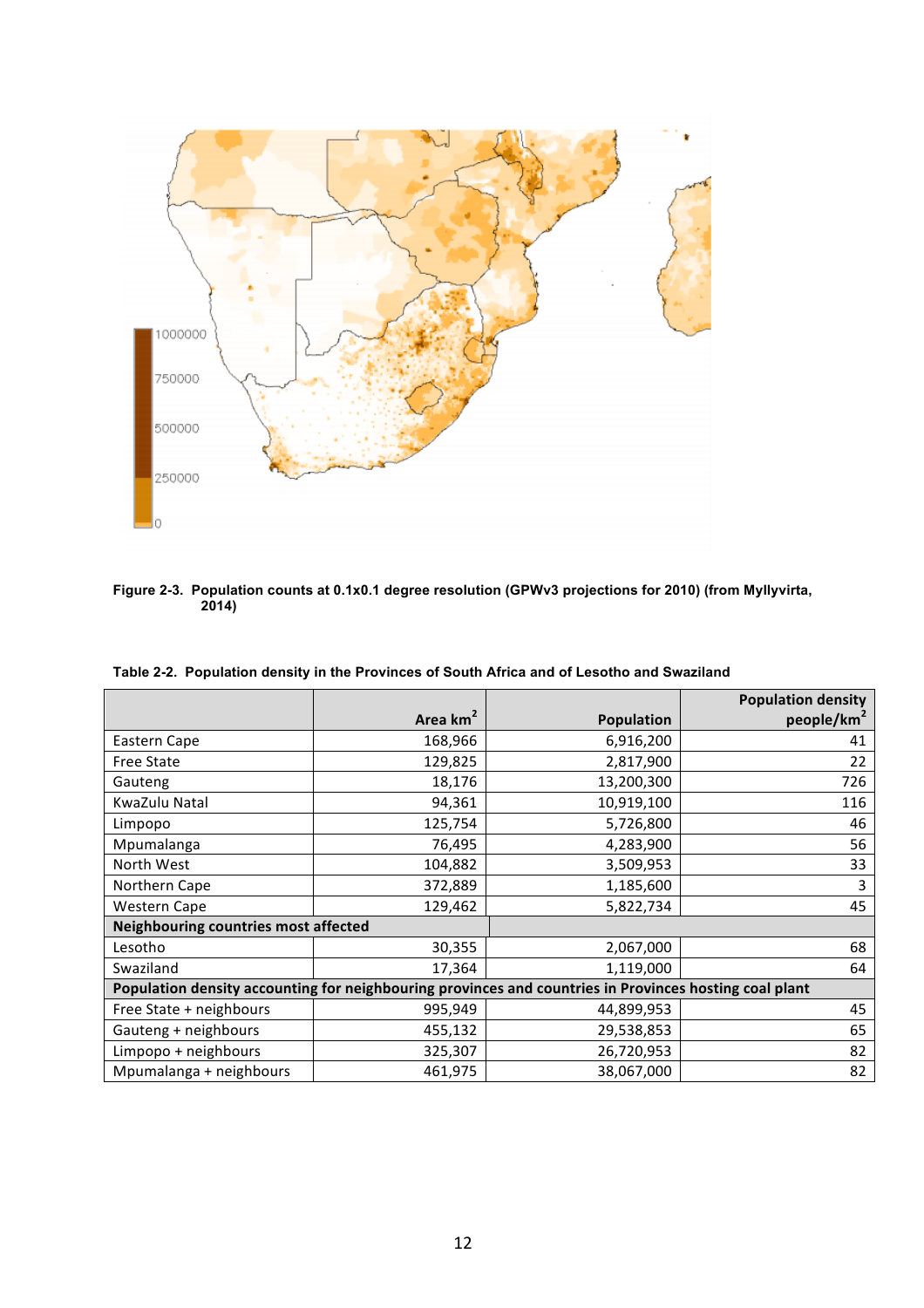**Figure 2-3. Population counts at 0.1x0.1 degree resolution (GPWv3 projections for 2010) (from Myllyvirta, 2014)**

**Table 2-2. Population density in the Provinces of South Africa and of Lesotho and Swaziland**

| | Area km$^2$ | Population | Population density people/km$^2$ |
|---|---|---|---|
| Eastern Cape | 168,966 | 6,916,200 | 41 |
| Free State | 129,825 | 2,817,900 | 22 |
| Gauteng | 18,176 | 13,200,300 | 726 |
| KwaZulu Natal | 94,361 | 10,919,100 | 116 |
| Limpopo | 125,754 | 5,726,800 | 46 |
| Mpumalanga | 76,495 | 4,283,900 | 56 |
| North West | 104,882 | 3,509,953 | 33 |
| Northern Cape | 372,889 | 1,185,600 | 3 |
| Western Cape | 129,462 | 5,822,734 | 45 |
| **Neighbouring countries most affected** | | | |
| Lesotho | 30,355 | 2,067,000 | 68 |
| Swaziland | 17,364 | 1,119,000 | 64 |
| **Population density accounting for neighbouring provinces and countries in Provinces hosting coal plant** | | | |
| Free State + neighbours | 995,949 | 44,899,953 | 45 |
| Gauteng + neighbours | 455,132 | 29,538,853 | 65 |
| Limpopo + neighbours | 325,307 | 26,720,953 | 82 |
| Mpumalanga + neighbours | 461,975 | 38,067,000 | 82 |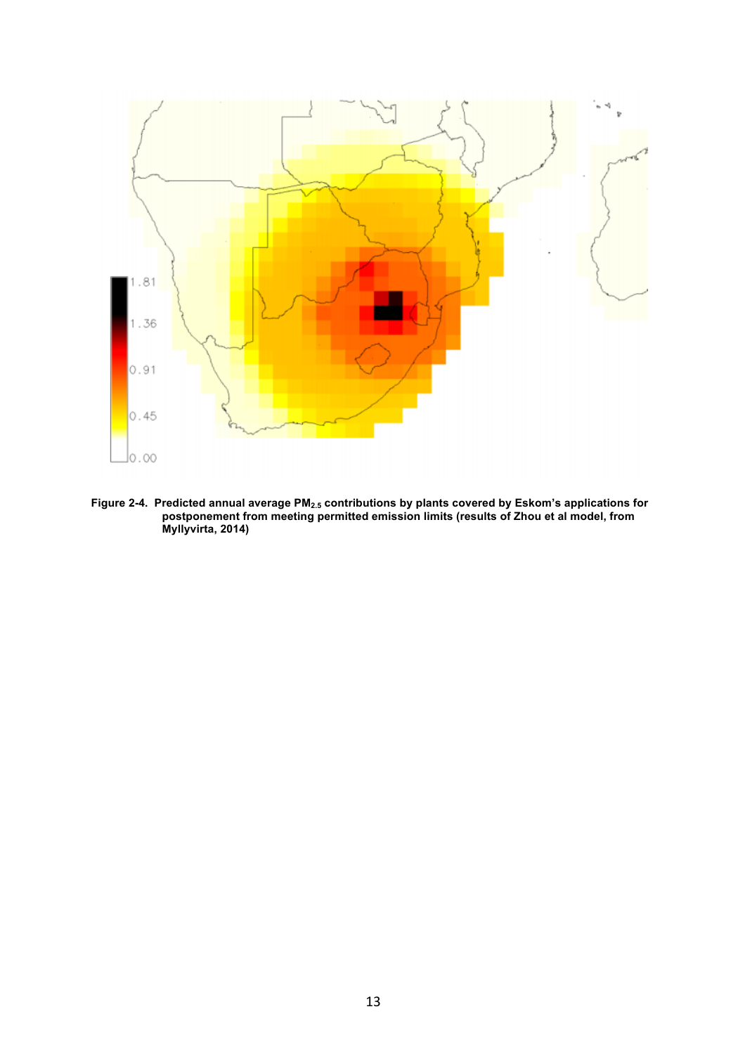**Figure 2-4. Predicted annual average $PM_{2.5}$ contributions by plants covered by Eskom's applications for postponement from meeting permitted emission limits (results of Zhou et al model, from Myllyvirta, 2014)**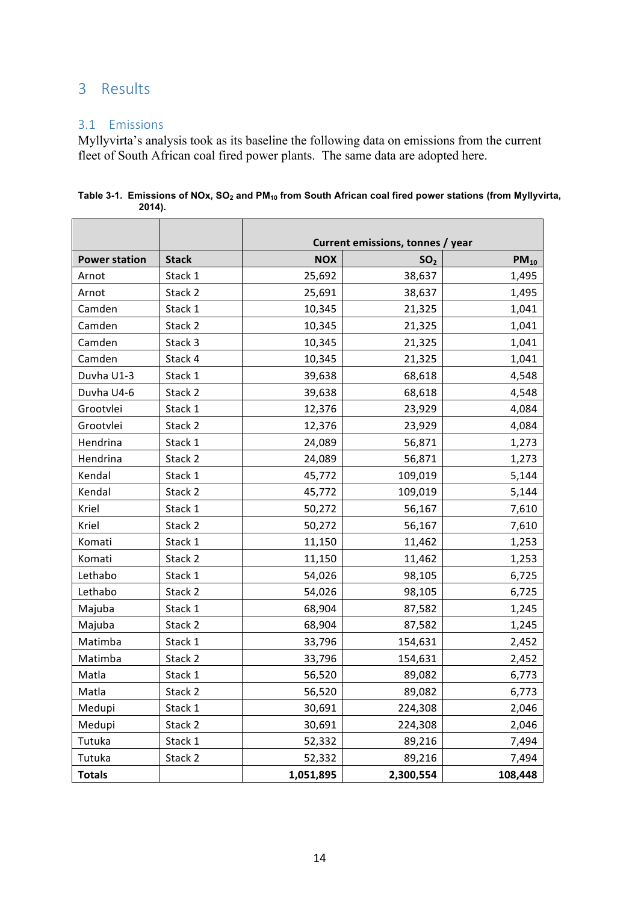# 3 Results

## 3.1 Emissions

Myllyvirta's analysis took as its baseline the following data on emissions from the current fleet of South African coal fired power plants. The same data are adopted here.

**Table 3-1. Emissions of NOx, $SO_2$ and $PM_{10}$ from South African coal fired power stations (from Myllyvirta, 2014).**

| | | Current emissions, tonnes / year | | |
|---|---|---:|---:|---:|
| **Power station** | **Stack** | **NOX** | **$SO_2$** | **$PM_{10}$** |
| Arnot | Stack 1 | 25,692 | 38,637 | 1,495 |
| Arnot | Stack 2 | 25,691 | 38,637 | 1,495 |
| Camden | Stack 1 | 10,345 | 21,325 | 1,041 |
| Camden | Stack 2 | 10,345 | 21,325 | 1,041 |
| Camden | Stack 3 | 10,345 | 21,325 | 1,041 |
| Camden | Stack 4 | 10,345 | 21,325 | 1,041 |
| Duvha U1-3 | Stack 1 | 39,638 | 68,618 | 4,548 |
| Duvha U4-6 | Stack 2 | 39,638 | 68,618 | 4,548 |
| Grootvlei | Stack 1 | 12,376 | 23,929 | 4,084 |
| Grootvlei | Stack 2 | 12,376 | 23,929 | 4,084 |
| Hendrina | Stack 1 | 24,089 | 56,871 | 1,273 |
| Hendrina | Stack 2 | 24,089 | 56,871 | 1,273 |
| Kendal | Stack 1 | 45,772 | 109,019 | 5,144 |
| Kendal | Stack 2 | 45,772 | 109,019 | 5,144 |
| Kriel | Stack 1 | 50,272 | 56,167 | 7,610 |
| Kriel | Stack 2 | 50,272 | 56,167 | 7,610 |
| Komati | Stack 1 | 11,150 | 11,462 | 1,253 |
| Komati | Stack 2 | 11,150 | 11,462 | 1,253 |
| Lethabo | Stack 1 | 54,026 | 98,105 | 6,725 |
| Lethabo | Stack 2 | 54,026 | 98,105 | 6,725 |
| Majuba | Stack 1 | 68,904 | 87,582 | 1,245 |
| Majuba | Stack 2 | 68,904 | 87,582 | 1,245 |
| Matimba | Stack 1 | 33,796 | 154,631 | 2,452 |
| Matimba | Stack 2 | 33,796 | 154,631 | 2,452 |
| Matla | Stack 1 | 56,520 | 89,082 | 6,773 |
| Matla | Stack 2 | 56,520 | 89,082 | 6,773 |
| Medupi | Stack 1 | 30,691 | 224,308 | 2,046 |
| Medupi | Stack 2 | 30,691 | 224,308 | 2,046 |
| Tutuka | Stack 1 | 52,332 | 89,216 | 7,494 |
| Tutuka | Stack 2 | 52,332 | 89,216 | 7,494 |
| **Totals** | | **1,051,895** | **2,300,554** | **108,448** |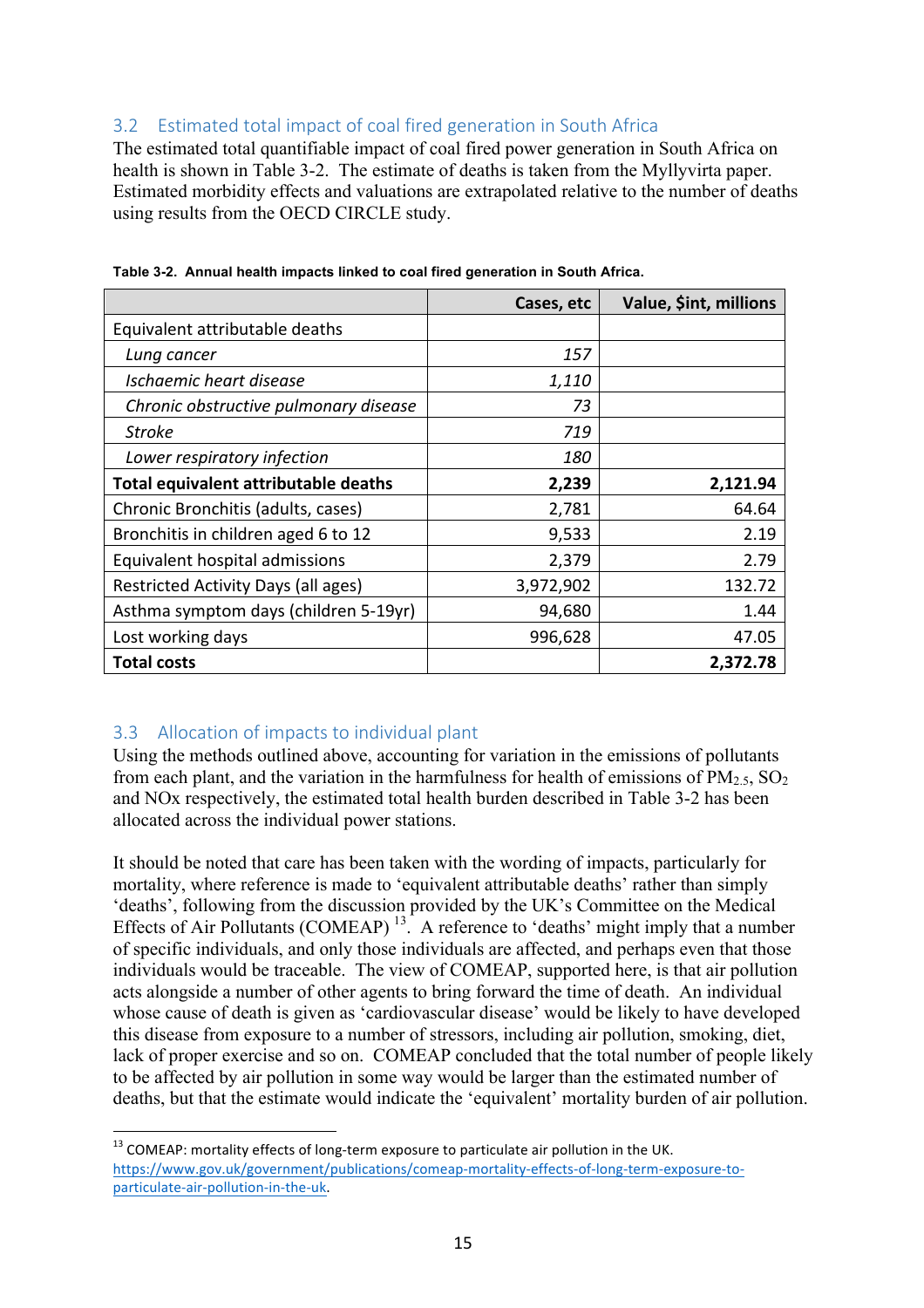## 3.2 Estimated total impact of coal fired generation in South Africa

The estimated total quantifiable impact of coal fired power generation in South Africa on health is shown in Table 3-2. The estimate of deaths is taken from the Myllyvirta paper. Estimated morbidity effects and valuations are extrapolated relative to the number of deaths using results from the OECD CIRCLE study.

**Table 3-2. Annual health impacts linked to coal fired generation in South Africa.**

| | Cases, etc | Value, $int, millions |
|---|---:|---:|
| Equivalent attributable deaths | | |
| *Lung cancer* | *157* | |
| *Ischaemic heart disease* | *1,110* | |
| *Chronic obstructive pulmonary disease* | *73* | |
| *Stroke* | *719* | |
| *Lower respiratory infection* | *180* | |
| **Total equivalent attributable deaths** | **2,239** | **2,121.94** |
| Chronic Bronchitis (adults, cases) | 2,781 | 64.64 |
| Bronchitis in children aged 6 to 12 | 9,533 | 2.19 |
| Equivalent hospital admissions | 2,379 | 2.79 |
| Restricted Activity Days (all ages) | 3,972,902 | 132.72 |
| Asthma symptom days (children 5-19yr) | 94,680 | 1.44 |
| Lost working days | 996,628 | 47.05 |
| **Total costs** | | **2,372.78** |

## 3.3 Allocation of impacts to individual plant

Using the methods outlined above, accounting for variation in the emissions of pollutants from each plant, and the variation in the harmfulness for health of emissions of $PM_{2.5}$, $SO_2$ and NOx respectively, the estimated total health burden described in Table 3-2 has been allocated across the individual power stations.

It should be noted that care has been taken with the wording of impacts, particularly for mortality, where reference is made to 'equivalent attributable deaths' rather than simply 'deaths', following from the discussion provided by the UK's Committee on the Medical Effects of Air Pollutants (COMEAP) [13]. A reference to 'deaths' might imply that a number of specific individuals, and only those individuals are affected, and perhaps even that those individuals would be traceable. The view of COMEAP, supported here, is that air pollution acts alongside a number of other agents to bring forward the time of death. An individual whose cause of death is given as 'cardiovascular disease' would be likely to have developed this disease from exposure to a number of stressors, including air pollution, smoking, diet, lack of proper exercise and so on. COMEAP concluded that the total number of people likely to be affected by air pollution in some way would be larger than the estimated number of deaths, but that the estimate would indicate the 'equivalent' mortality burden of air pollution.

[13] COMEAP: mortality effects of long-term exposure to particulate air pollution in the UK. https://www.gov.uk/government/publications/comeap-mortality-effects-of-long-term-exposure-to-particulate-air-pollution-in-the-uk.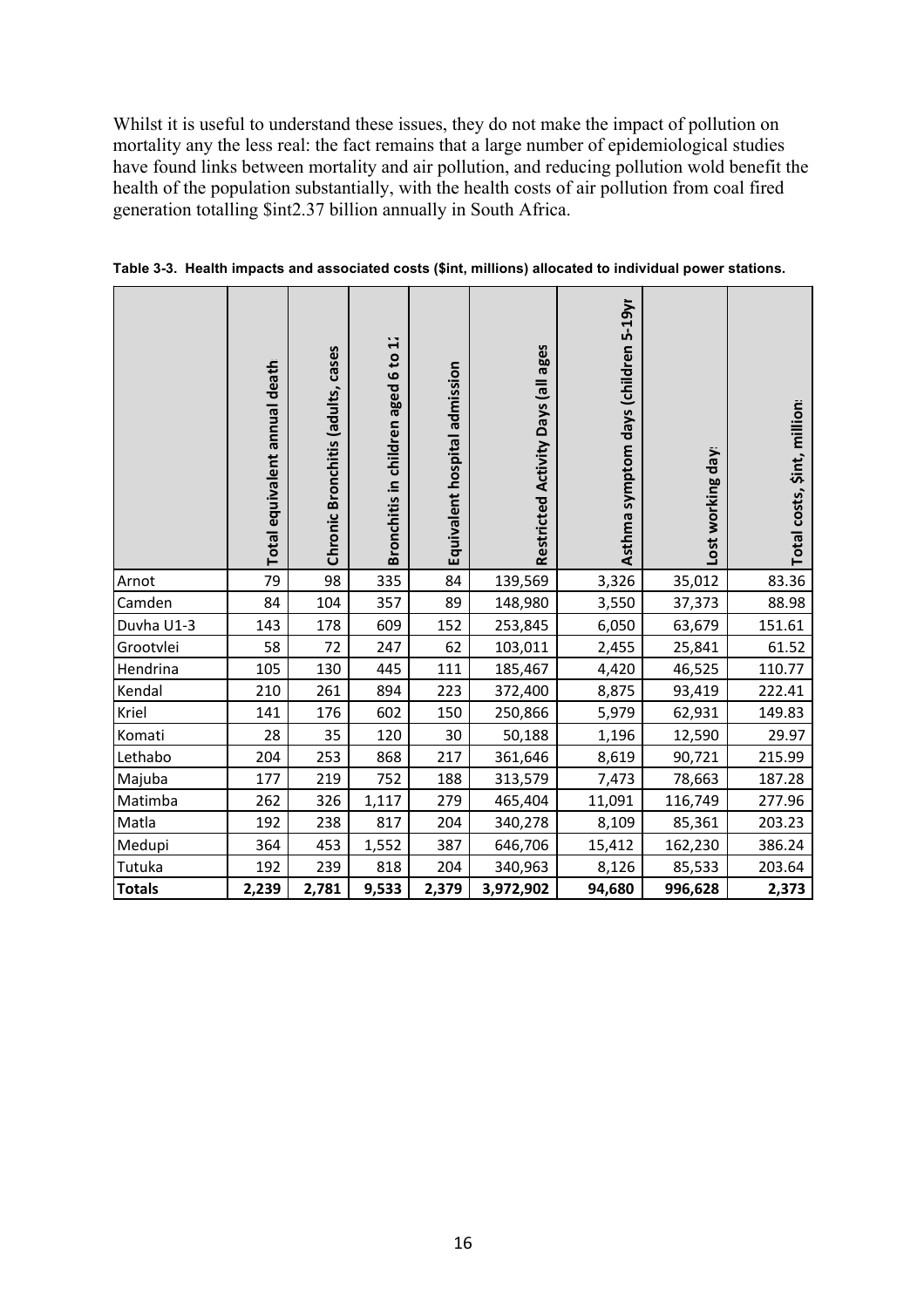Whilst it is useful to understand these issues, they do not make the impact of pollution on mortality any the less real: the fact remains that a large number of epidemiological studies have found links between mortality and air pollution, and reducing pollution wold benefit the health of the population substantially, with the health costs of air pollution from coal fired generation totalling $int2.37 billion annually in South Africa.

**Table 3-3. Health impacts and associated costs ($int, millions) allocated to individual power stations.**

| | Total equivalent annual death | Chronic Bronchitis (adults, cases | Bronchitis in children aged 6 to 12 | Equivalent hospital admission | Restricted Activity Days (all ages | Asthma symptom days (children 5-19yr | Lost working day | Total costs, $int, million |
|---|---|---|---|---|---|---|---|---|
| Arnot | 79 | 98 | 335 | 84 | 139,569 | 3,326 | 35,012 | 83.36 |
| Camden | 84 | 104 | 357 | 89 | 148,980 | 3,550 | 37,373 | 88.98 |
| Duvha U1-3 | 143 | 178 | 609 | 152 | 253,845 | 6,050 | 63,679 | 151.61 |
| Grootvlei | 58 | 72 | 247 | 62 | 103,011 | 2,455 | 25,841 | 61.52 |
| Hendrina | 105 | 130 | 445 | 111 | 185,467 | 4,420 | 46,525 | 110.77 |
| Kendal | 210 | 261 | 894 | 223 | 372,400 | 8,875 | 93,419 | 222.41 |
| Kriel | 141 | 176 | 602 | 150 | 250,866 | 5,979 | 62,931 | 149.83 |
| Komati | 28 | 35 | 120 | 30 | 50,188 | 1,196 | 12,590 | 29.97 |
| Lethabo | 204 | 253 | 868 | 217 | 361,646 | 8,619 | 90,721 | 215.99 |
| Majuba | 177 | 219 | 752 | 188 | 313,579 | 7,473 | 78,663 | 187.28 |
| Matimba | 262 | 326 | 1,117 | 279 | 465,404 | 11,091 | 116,749 | 277.96 |
| Matla | 192 | 238 | 817 | 204 | 340,278 | 8,109 | 85,361 | 203.23 |
| Medupi | 364 | 453 | 1,552 | 387 | 646,706 | 15,412 | 162,230 | 386.24 |
| Tutuka | 192 | 239 | 818 | 204 | 340,963 | 8,126 | 85,533 | 203.64 |
| **Totals** | **2,239** | **2,781** | **9,533** | **2,379** | **3,972,902** | **94,680** | **996,628** | **2,373** |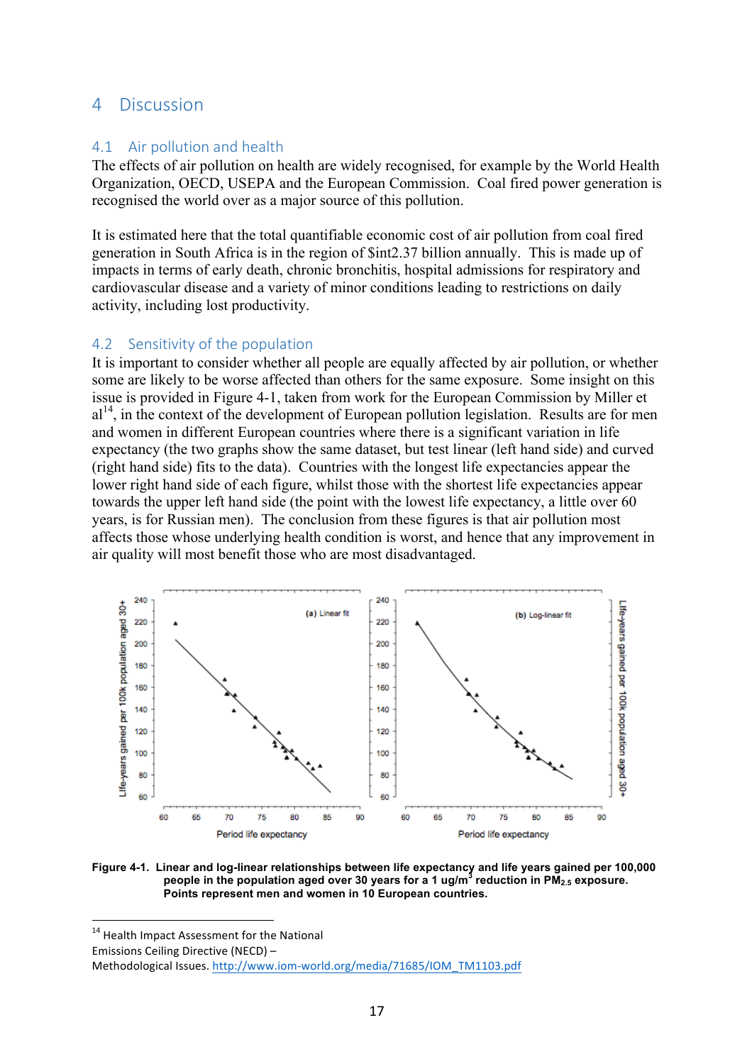# 4 Discussion

## 4.1 Air pollution and health

The effects of air pollution on health are widely recognised, for example by the World Health Organization, OECD, USEPA and the European Commission. Coal fired power generation is recognised the world over as a major source of this pollution.

It is estimated here that the total quantifiable economic cost of air pollution from coal fired generation in South Africa is in the region of $int2.37 billion annually. This is made up of impacts in terms of early death, chronic bronchitis, hospital admissions for respiratory and cardiovascular disease and a variety of minor conditions leading to restrictions on daily activity, including lost productivity.

## 4.2 Sensitivity of the population

It is important to consider whether all people are equally affected by air pollution, or whether some are likely to be worse affected than others for the same exposure. Some insight on this issue is provided in Figure 4-1, taken from work for the European Commission by Miller et al[14], in the context of the development of European pollution legislation. Results are for men and women in different European countries where there is a significant variation in life expectancy (the two graphs show the same dataset, but test linear (left hand side) and curved (right hand side) fits to the data). Countries with the longest life expectancies appear the lower right hand side of each figure, whilst those with the shortest life expectancies appear towards the upper left hand side (the point with the lowest life expectancy, a little over 60 years, is for Russian men). The conclusion from these figures is that air pollution most affects those whose underlying health condition is worst, and hence that any improvement in air quality will most benefit those who are most disadvantaged.

**Figure 4-1. Linear and log-linear relationships between life expectancy and life years gained per 100,000 people in the population aged over 30 years for a 1 ug/m$^3$ reduction in $PM_{2.5}$ exposure. Points represent men and women in 10 European countries.**

[14] Health Impact Assessment for the National Emissions Ceiling Directive (NECD) – Methodological Issues. http://www.iom-world.org/media/71685/IOM_TM1103.pdf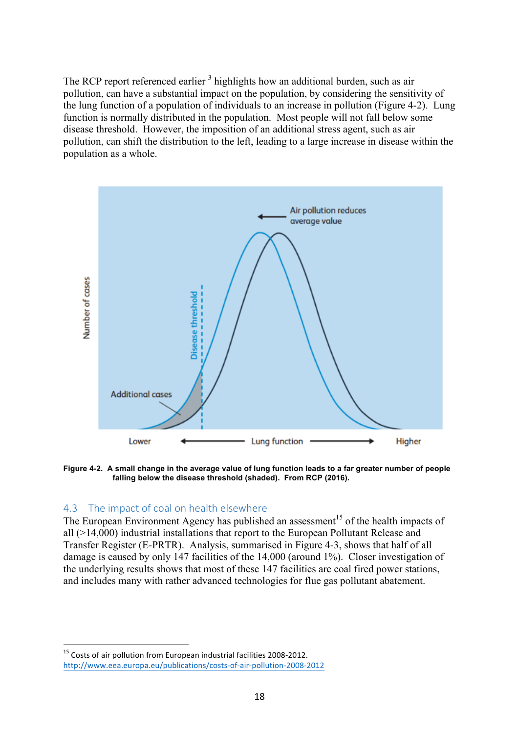The RCP report referenced earlier [3] highlights how an additional burden, such as air pollution, can have a substantial impact on the population, by considering the sensitivity of the lung function of a population of individuals to an increase in pollution (Figure 4-2). Lung function is normally distributed in the population. Most people will not fall below some disease threshold. However, the imposition of an additional stress agent, such as air pollution, can shift the distribution to the left, leading to a large increase in disease within the population as a whole.

**Figure 4-2. A small change in the average value of lung function leads to a far greater number of people falling below the disease threshold (shaded). From RCP (2016).**

## 4.3 The impact of coal on health elsewhere

The European Environment Agency has published an assessment[15] of the health impacts of all (>14,000) industrial installations that report to the European Pollutant Release and Transfer Register (E-PRTR). Analysis, summarised in Figure 4-3, shows that half of all damage is caused by only 147 facilities of the 14,000 (around 1%). Closer investigation of the underlying results shows that most of these 147 facilities are coal fired power stations, and includes many with rather advanced technologies for flue gas pollutant abatement.

[15] Costs of air pollution from European industrial facilities 2008-2012. http://www.eea.europa.eu/publications/costs-of-air-pollution-2008-2012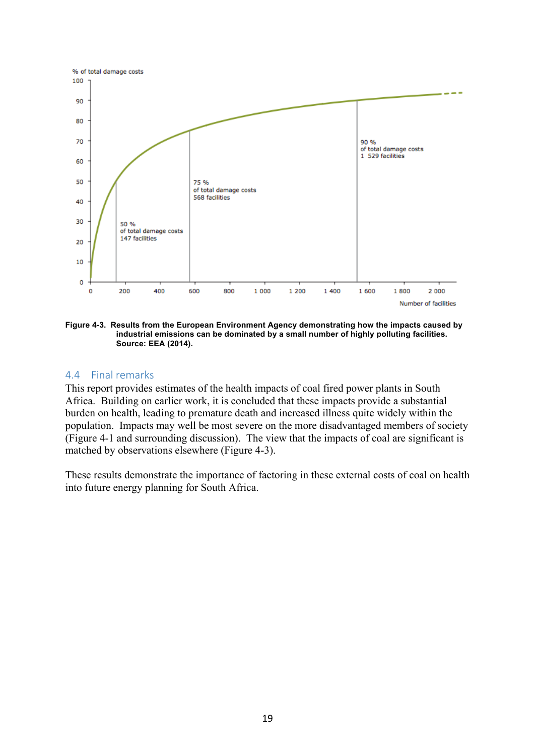% of total damage costs

100
90
80
70
60
50
40
30
20
10
0

0
200
400
600
800
1 000
1 200
1 400
1 600
1 800
2 000

Number of facilities

50 %
of total damage costs
147 facilities

75 %
of total damage costs
568 facilities

90 %
of total damage costs
1 529 facilities

**Figure 4-3. Results from the European Environment Agency demonstrating how the impacts caused by industrial emissions can be dominated by a small number of highly polluting facilities. Source: EEA (2014).**

## 4.4 Final remarks

This report provides estimates of the health impacts of coal fired power plants in South Africa. Building on earlier work, it is concluded that these impacts provide a substantial burden on health, leading to premature death and increased illness quite widely within the population. Impacts may well be most severe on the more disadvantaged members of society (Figure 4-1 and surrounding discussion). The view that the impacts of coal are significant is matched by observations elsewhere (Figure 4-3).

These results demonstrate the importance of factoring in these external costs of coal on health into future energy planning for South Africa.